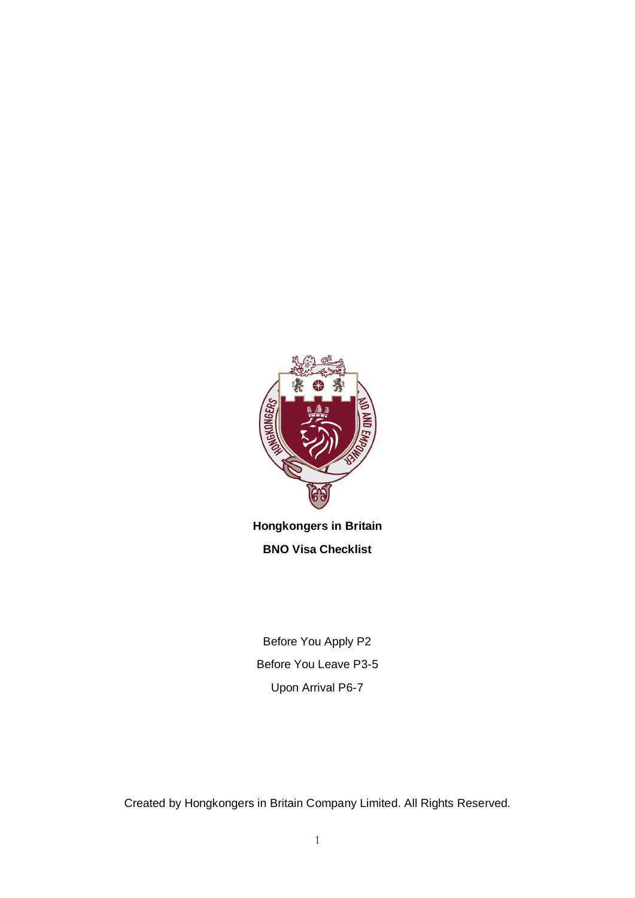# Hongkongers in Britain

## BNO Visa Checklist

Before You Apply P2

Before You Leave P3-5

Upon Arrival P6-7

Created by Hongkongers in Britain Company Limited. All Rights Reserved.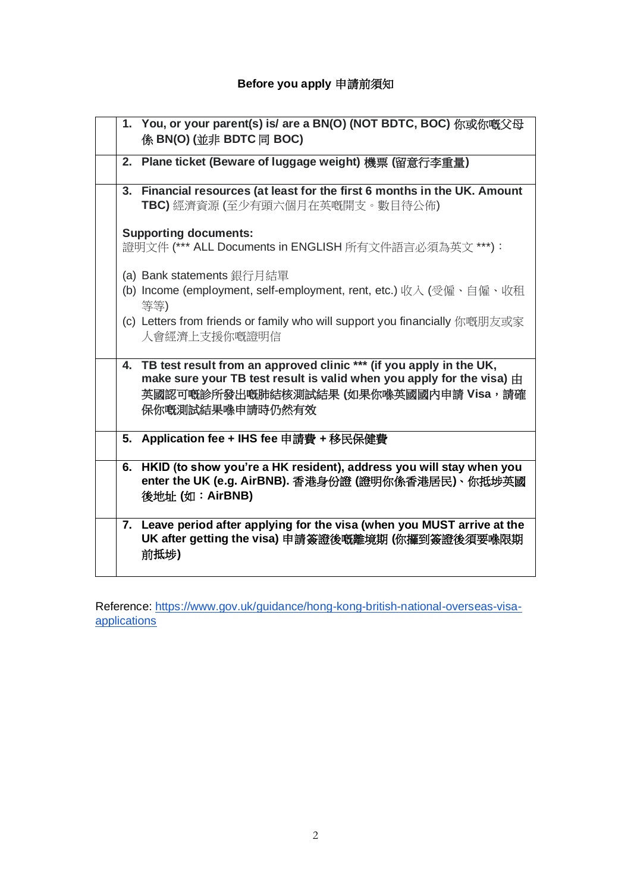# Before you apply 申請前須知

| | |
|---|---|
| | **1. You, or your parent(s) is/ are a BN(O) (NOT BDTC, BOC) 你或你嘅父母係 BN(O) (並非 BDTC 同 BOC)** |
| | **2. Plane ticket (Beware of luggage weight) 機票 (留意行李重量)** |
| | **3. Financial resources (at least for the first 6 months in the UK. Amount TBC)** 經濟資源 (至少有頭六個月在英嘅開支。數目待公佈)<br><br>**Supporting documents:**<br>證明文件 (*** ALL Documents in ENGLISH 所有文件語言必須為英文 ***)：<br><br>(a) Bank statements 銀行月結單<br>(b) Income (employment, self-employment, rent, etc.) 收入 (受僱、自僱、收租等等)<br>(c) Letters from friends or family who will support you financially 你嘅朋友或家人會經濟上支援你嘅證明信 |
| | **4. TB test result from an approved clinic *** (if you apply in the UK, make sure your TB test result is valid when you apply for the visa) 由英國認可嘅診所發出嘅肺結核測試結果 (如果你喺英國國內申請 Visa，請確保你嘅測試結果喺申請時仍然有效** |
| | **5. Application fee + IHS fee 申請費 + 移民保健費** |
| | **6. HKID (to show you're a HK resident), address you will stay when you enter the UK (e.g. AirBNB). 香港身份證 (證明你係香港居民)、你抵埗英國後地址 (如：AirBNB)** |
| | **7. Leave period after applying for the visa (when you MUST arrive at the UK after getting the visa) 申請簽證後嘅離境期 (你攞到簽證後須要喺限期前抵埗)** |

Reference: [https://www.gov.uk/guidance/hong-kong-british-national-overseas-visa-applications](https://www.gov.uk/guidance/hong-kong-british-national-overseas-visa-applications)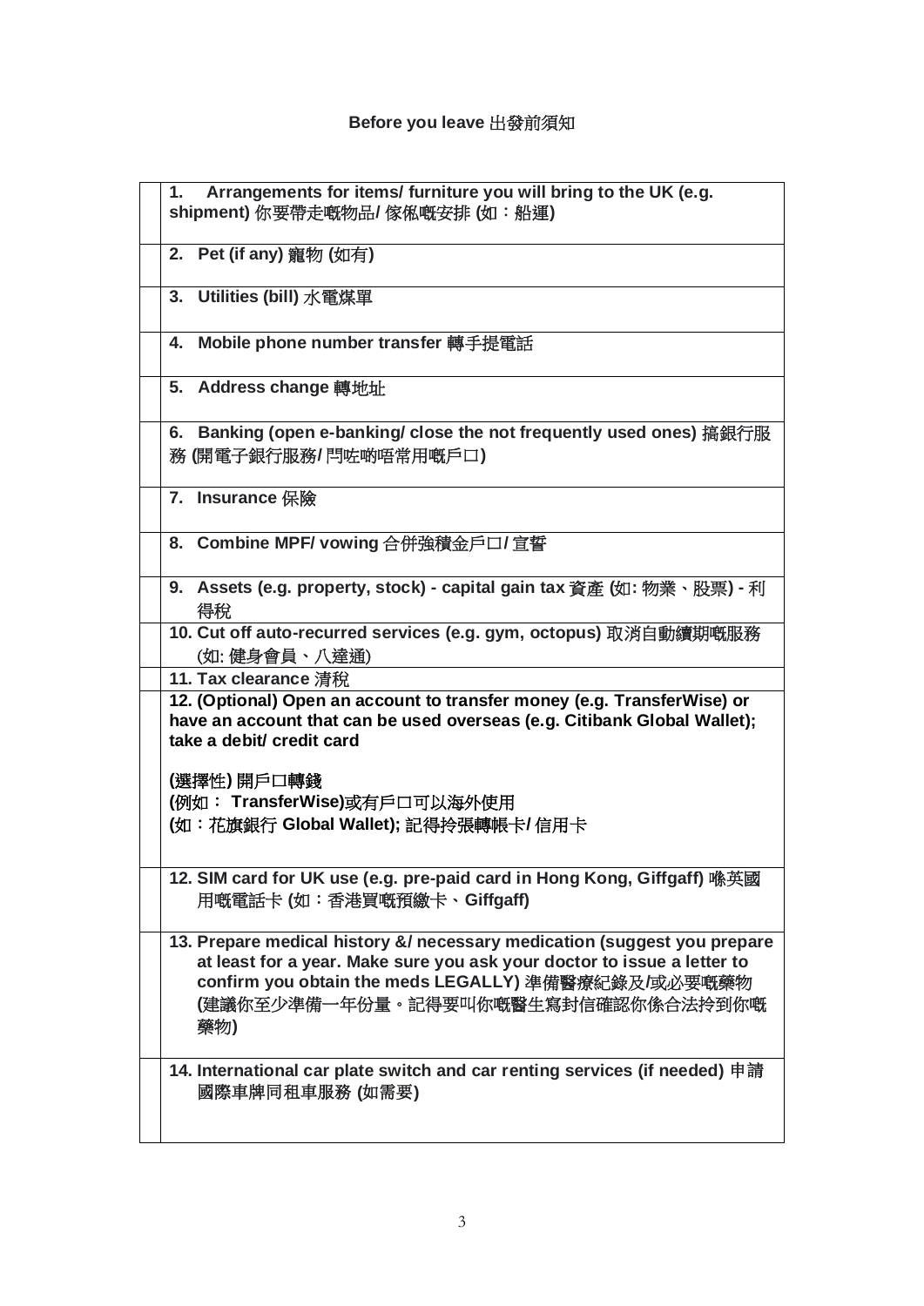# Before you leave 出發前須知

| | |
|---|---|
| | **1. Arrangements for items/ furniture you will bring to the UK (e.g. shipment)** 你要帶走嘅物品/ 傢俬嘅安排 (如：船運) |
| | **2. Pet (if any)** 寵物 (如有) |
| | **3. Utilities (bill)** 水電煤單 |
| | **4. Mobile phone number transfer** 轉手提電話 |
| | **5. Address change** 轉地址 |
| | **6. Banking (open e-banking/ close the not frequently used ones)** 搞銀行服務 (開電子銀行服務/ 閂咗啲唔常用嘅戶口) |
| | **7. Insurance** 保險 |
| | **8. Combine MPF/ vowing** 合併強積金戶口/ 宣誓 |
| | **9. Assets (e.g. property, stock) - capital gain tax** 資產 (如: 物業、股票) - 利得稅 |
| | **10. Cut off auto-recurred services (e.g. gym, octopus)** 取消自動續期嘅服務 (如: 健身會員、八達通) |
| | **11. Tax clearance** 清稅 |
| | **12. (Optional) Open an account to transfer money (e.g. TransferWise) or have an account that can be used overseas (e.g. Citibank Global Wallet); take a debit/ credit card**<br><br>**(選擇性) 開戶口轉錢**<br>**(例如： TransferWise)或有戶口可以海外使用**<br>**(如：花旗銀行 Global Wallet); 記得拎張轉帳卡/ 信用卡** |
| | **12. SIM card for UK use (e.g. pre-paid card in Hong Kong, Giffgaff)** 喺英國用嘅電話卡 (如：香港買嘅預繳卡、Giffgaff) |
| | **13. Prepare medical history &/ necessary medication (suggest you prepare at least for a year. Make sure you ask your doctor to issue a letter to confirm you obtain the meds LEGALLY)** 準備醫療紀錄及/或必要嘅藥物 (建議你至少準備一年份量。記得要叫你嘅醫生寫封信確認你係合法拎到你嘅藥物) |
| | **14. International car plate switch and car renting services (if needed)** 申請國際車牌同租車服務 (如需要) |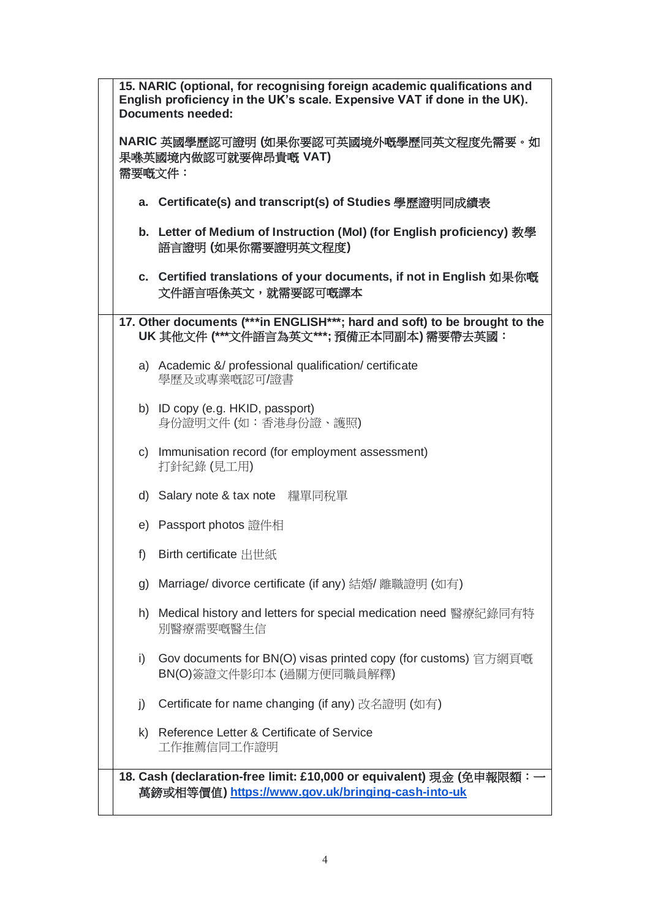**15. NARIC (optional, for recognising foreign academic qualifications and English proficiency in the UK's scale. Expensive VAT if done in the UK). Documents needed:**

**NARIC 英國學歷認可證明 (如果你要認可英國境外嘅學歷同英文程度先需要。如果喺英國境內做認可就要俾昂貴嘅 VAT)**
**需要嘅文件：**

a. **Certificate(s) and transcript(s) of Studies 學歷證明同成績表**

b. **Letter of Medium of Instruction (MoI) (for English proficiency) 教學語言證明 (如果你需要證明英文程度)**

c. **Certified translations of your documents, if not in English 如果你嘅文件語言唔係英文，就需要認可嘅譯本**

**17. Other documents (\*\*\*in ENGLISH\*\*\*; hard and soft) to be brought to the UK 其他文件 (\*\*\*文件語言為英文\*\*\*; 預備正本同副本) 需要帶去英國：**

a) Academic &/ professional qualification/ certificate
學歷及或專業嘅認可/證書

b) ID copy (e.g. HKID, passport)
身份證明文件 (如：香港身份證、護照)

c) Immunisation record (for employment assessment)
打針紀錄 (見工用)

d) Salary note & tax note 糧單同稅單

e) Passport photos 證件相

f) Birth certificate 出世紙

g) Marriage/ divorce certificate (if any) 結婚/ 離職證明 (如有)

h) Medical history and letters for special medication need 醫療紀錄同有特別醫療需要嘅醫生信

i) Gov documents for BN(O) visas printed copy (for customs) 官方網頁嘅 BN(O)簽證文件影印本 (過關方便同職員解釋)

j) Certificate for name changing (if any) 改名證明 (如有)

k) Reference Letter & Certificate of Service
工作推薦信同工作證明

**18. Cash (declaration-free limit: £10,000 or equivalent) 現金 (免申報限額：一萬鎊或相等價值) https://www.gov.uk/bringing-cash-into-uk**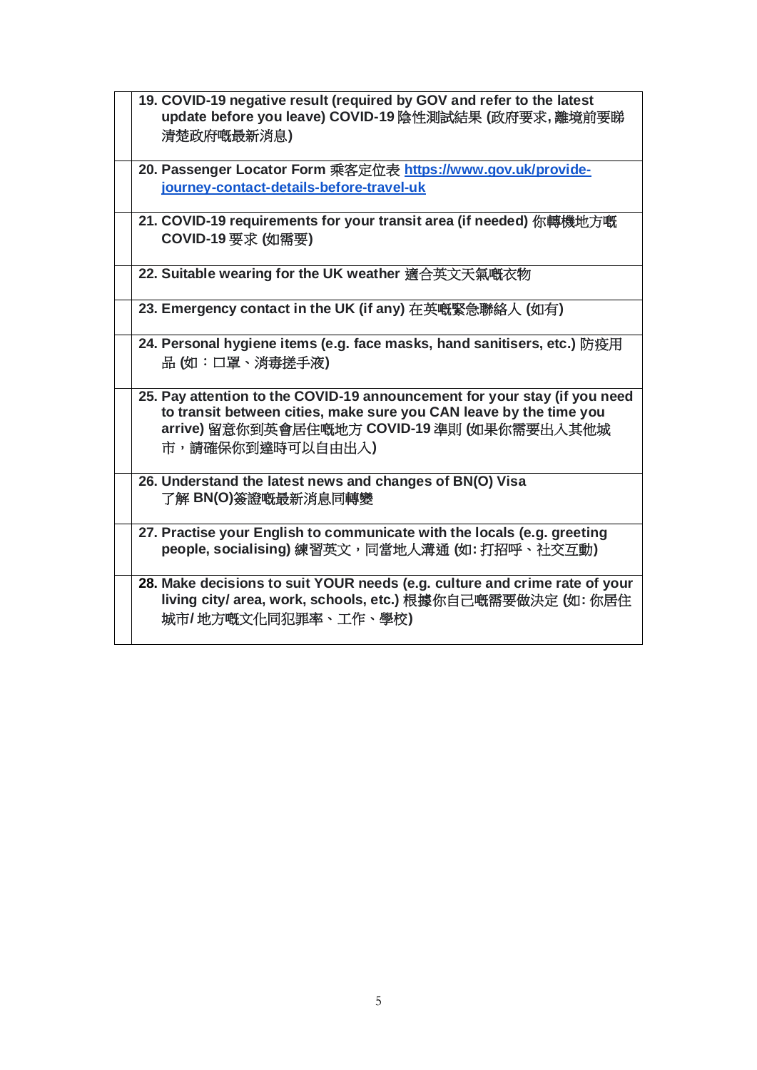| | |
|---|---|
| | **19. COVID-19 negative result (required by GOV and refer to the latest update before you leave) COVID-19 陰性測試結果 (政府要求, 離境前要睇清楚政府嘅最新消息)** |
| | **20. Passenger Locator Form 乘客定位表 [https://www.gov.uk/provide-journey-contact-details-before-travel-uk](https://www.gov.uk/provide-journey-contact-details-before-travel-uk)** |
| | **21. COVID-19 requirements for your transit area (if needed) 你轉機地方嘅 COVID-19 要求 (如需要)** |
| | **22. Suitable wearing for the UK weather 適合英文天氣嘅衣物** |
| | **23. Emergency contact in the UK (if any) 在英嘅緊急聯絡人 (如有)** |
| | **24. Personal hygiene items (e.g. face masks, hand sanitisers, etc.) 防疫用品 (如：口罩、消毒搓手液)** |
| | **25. Pay attention to the COVID-19 announcement for your stay (if you need to transit between cities, make sure you CAN leave by the time you arrive) 留意你到英會居住嘅地方 COVID-19 準則 (如果你需要出入其他城市，請確保你到達時可以自由出入)** |
| | **26. Understand the latest news and changes of BN(O) Visa 了解 BN(O)簽證嘅最新消息同轉變** |
| | **27. Practise your English to communicate with the locals (e.g. greeting people, socialising) 練習英文，同當地人溝通 (如: 打招呼、社交互動)** |
| | **28. Make decisions to suit YOUR needs (e.g. culture and crime rate of your living city/ area, work, schools, etc.) 根據你自己嘅需要做決定 (如: 你居住城市/ 地方嘅文化同犯罪率、工作、學校)** |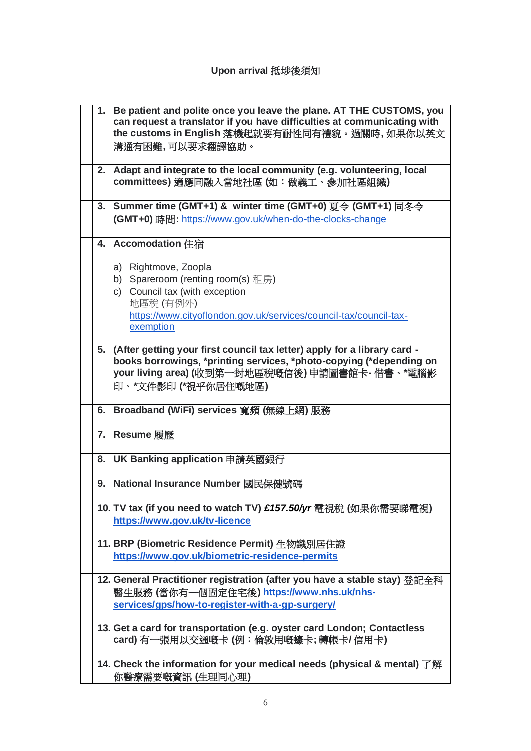# Upon arrival 抵埗後須知

| | |
|---|---|
| | **1. Be patient and polite once you leave the plane. AT THE CUSTOMS, you can request a translator if you have difficulties at communicating with the customs in English 落機起就要有耐性同有禮貌。過關時, 如果你以英文溝通有困難, 可以要求翻譯協助。** |
| | **2. Adapt and integrate to the local community (e.g. volunteering, local committees) 適應同融入當地社區 (如：做義工、參加社區組織)** |
| | **3. Summer time (GMT+1) & winter time (GMT+0) 夏令 (GMT+1) 同冬令 (GMT+0) 時間:** https://www.gov.uk/when-do-the-clocks-change |
| | **4. Accomodation 住宿**<br><br>a) Rightmove, Zoopla<br>b) Spareroom (renting room(s) 租房)<br>c) Council tax (with exception 地區稅 (有例外) https://www.cityoflondon.gov.uk/services/council-tax/council-tax-exemption |
| | **5. (After getting your first council tax letter) apply for a library card - books borrowings, *printing services, *photo-copying (*depending on your living area) (收到第一封地區稅嘅信後) 申請圖書館卡- 借書、*電腦影印、*文件影印 (*視乎你居住嘅地區)** |
| | **6. Broadband (WiFi) services 寬頻 (無線上網) 服務** |
| | **7. Resume 履歷** |
| | **8. UK Banking application 申請英國銀行** |
| | **9. National Insurance Number 國民保健號碼** |
| | **10. TV tax (if you need to watch TV) *£157.50/yr* 電視稅 (如果你需要睇電視)** **https://www.gov.uk/tv-licence** |
| | **11. BRP (Biometric Residence Permit) 生物識別居住證** **https://www.gov.uk/biometric-residence-permits** |
| | **12. General Practitioner registration (after you have a stable stay) 登記全科醫生服務 (當你有一個固定住宅後)** **https://www.nhs.uk/nhs-services/gps/how-to-register-with-a-gp-surgery/** |
| | **13. Get a card for transportation (e.g. oyster card London; Contactless card) 有一張用以交通嘅卡 (例：倫敦用嘅蠔卡; 轉帳卡/ 信用卡)** |
| | **14. Check the information for your medical needs (physical & mental) 了解你醫療需要嘅資訊 (生理同心理)** |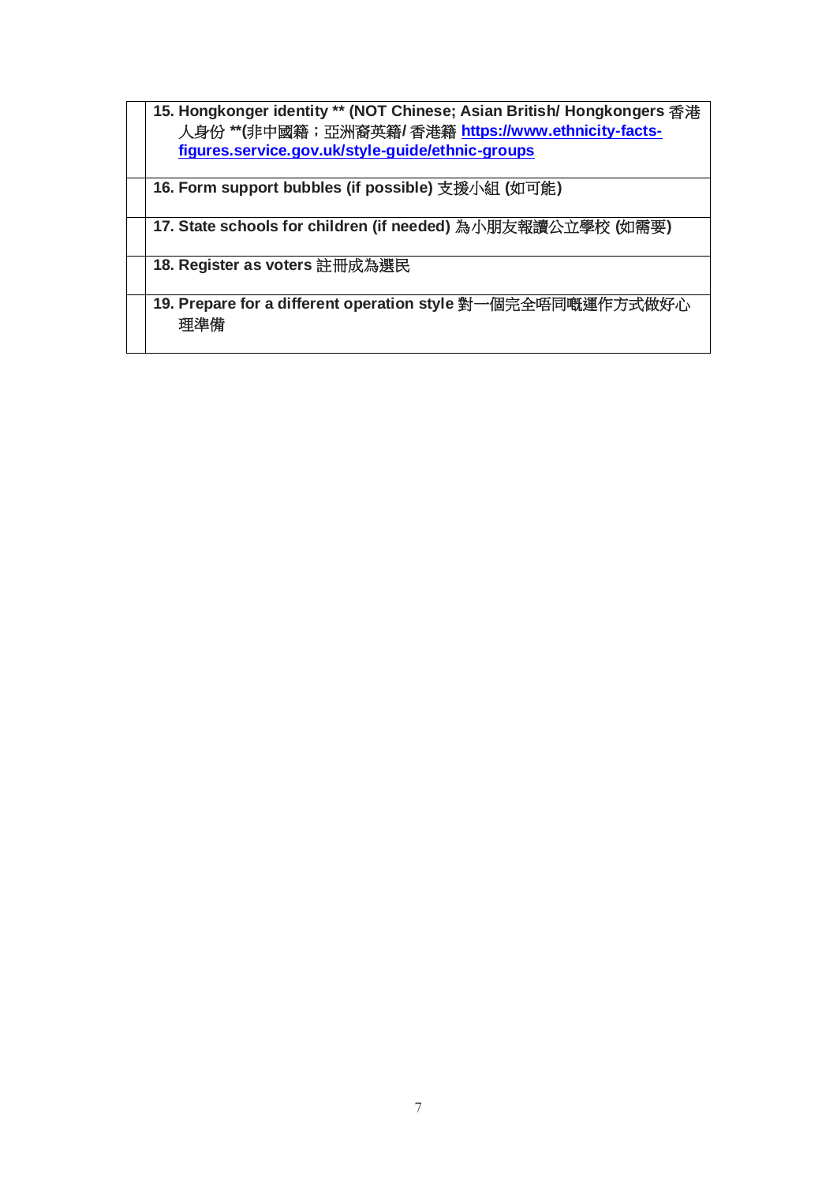| | |
|---|---|
| | **15. Hongkonger identity ** (NOT Chinese; Asian British/ Hongkongers 香港人身份 **(非中國籍；亞洲裔英籍/ 香港籍 https://www.ethnicity-facts-figures.service.gov.uk/style-guide/ethnic-groups** |
| | **16. Form support bubbles (if possible) 支援小組 (如可能)** |
| | **17. State schools for children (if needed) 為小朋友報讀公立學校 (如需要)** |
| | **18. Register as voters 註冊成為選民** |
| | **19. Prepare for a different operation style 對一個完全唔同嘅運作方式做好心理準備** |